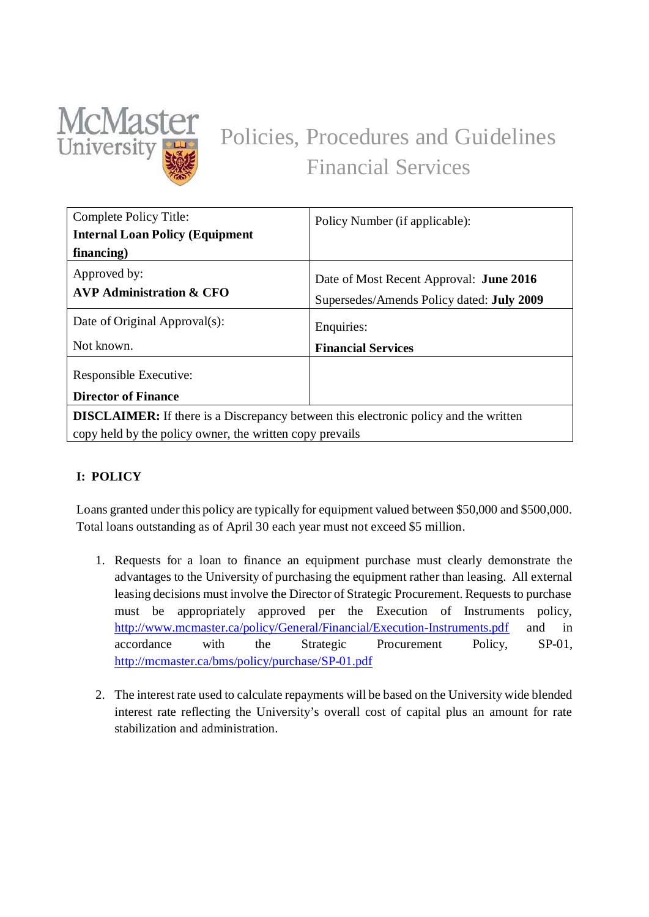# Policies, Procedures and Guidelines
## Financial Services

| Complete Policy Title: **Internal Loan Policy (Equipment financing)** | Policy Number (if applicable): |
|---|---|
| Approved by: **AVP Administration & CFO** | Date of Most Recent Approval: **June 2016** Supersedes/Amends Policy dated: **July 2009** |
| Date of Original Approval(s): Not known. | Enquiries: **Financial Services** |
| Responsible Executive: **Director of Finance** | |
| **DISCLAIMER:** If there is a Discrepancy between this electronic policy and the written copy held by the policy owner, the written copy prevails | |

### I: POLICY

Loans granted under this policy are typically for equipment valued between $50,000 and $500,000. Total loans outstanding as of April 30 each year must not exceed $5 million.

1. Requests for a loan to finance an equipment purchase must clearly demonstrate the advantages to the University of purchasing the equipment rather than leasing. All external leasing decisions must involve the Director of Strategic Procurement. Requests to purchase must be appropriately approved per the Execution of Instruments policy, http://www.mcmaster.ca/policy/General/Financial/Execution-Instruments.pdf and in accordance with the Strategic Procurement Policy, SP-01, http://mcmaster.ca/bms/policy/purchase/SP-01.pdf

2. The interest rate used to calculate repayments will be based on the University wide blended interest rate reflecting the University's overall cost of capital plus an amount for rate stabilization and administration.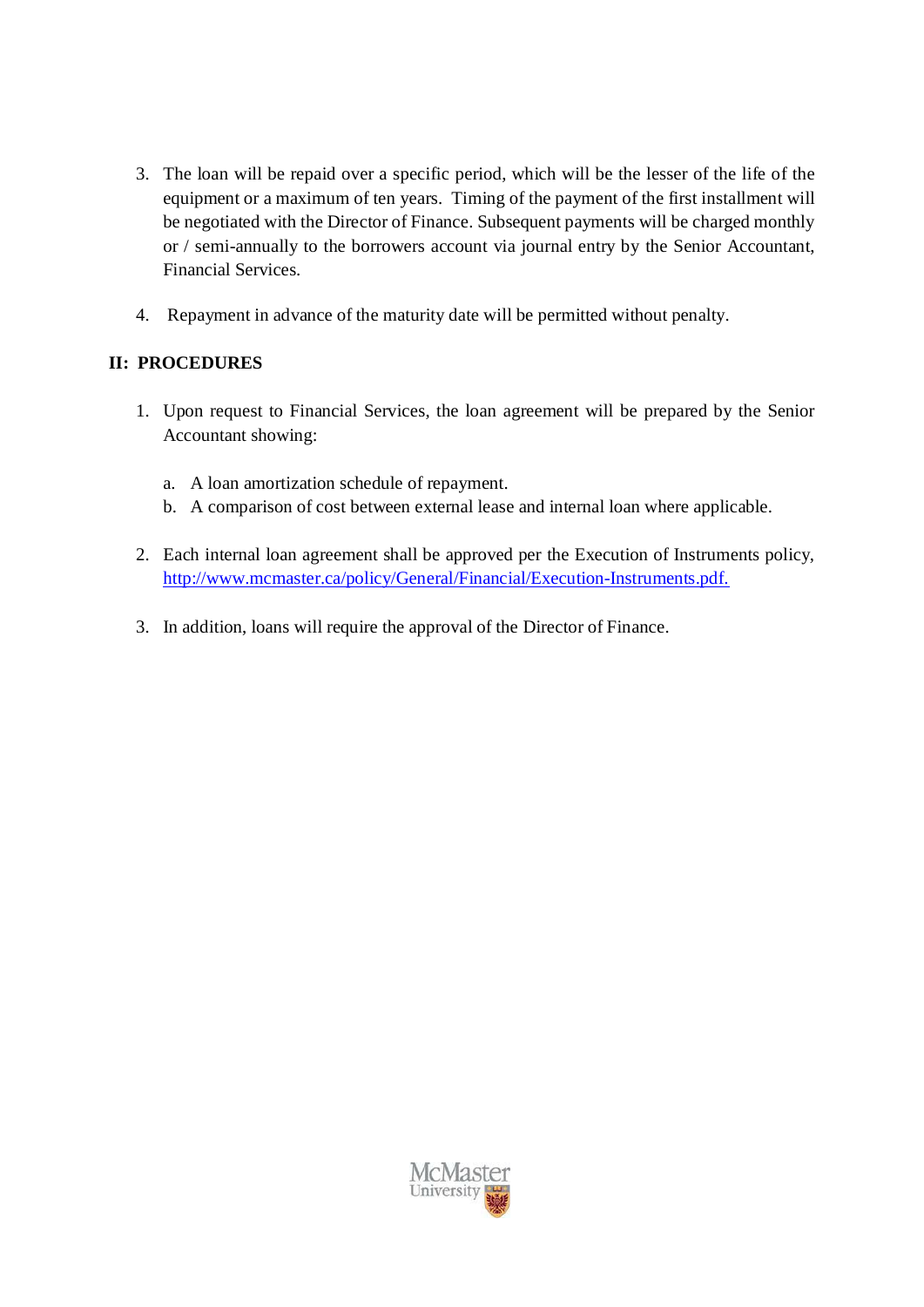3. The loan will be repaid over a specific period, which will be the lesser of the life of the equipment or a maximum of ten years. Timing of the payment of the first installment will be negotiated with the Director of Finance. Subsequent payments will be charged monthly or / semi-annually to the borrowers account via journal entry by the Senior Accountant, Financial Services.

4. Repayment in advance of the maturity date will be permitted without penalty.

## II: PROCEDURES

1. Upon request to Financial Services, the loan agreement will be prepared by the Senior Accountant showing:

   a. A loan amortization schedule of repayment.
   b. A comparison of cost between external lease and internal loan where applicable.

2. Each internal loan agreement shall be approved per the Execution of Instruments policy, [http://www.mcmaster.ca/policy/General/Financial/Execution-Instruments.pdf.](http://www.mcmaster.ca/policy/General/Financial/Execution-Instruments.pdf)

3. In addition, loans will require the approval of the Director of Finance.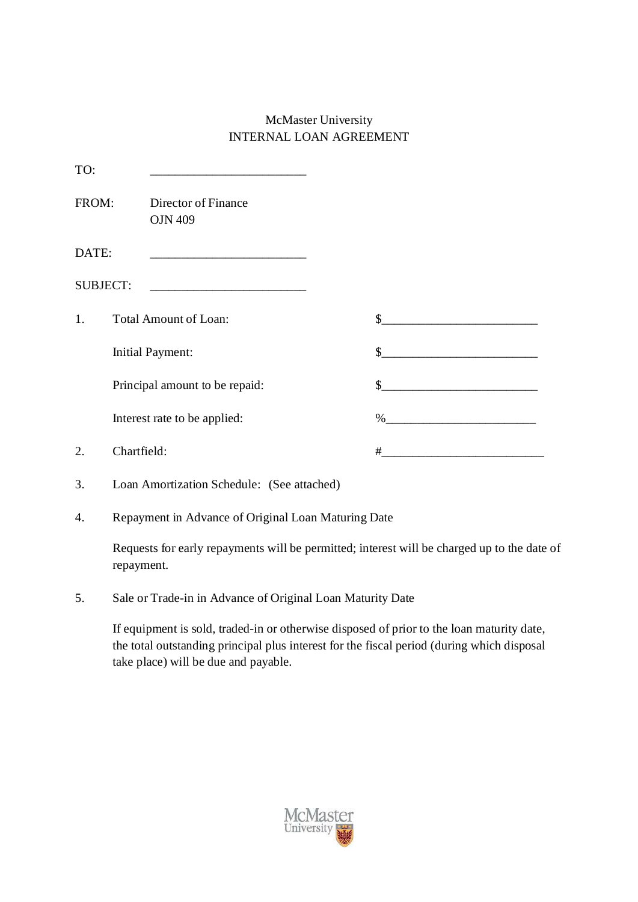McMaster University

# INTERNAL LOAN AGREEMENT

TO: _________________________

FROM: Director of Finance
OJN 409

DATE: _________________________

SUBJECT: _________________________

1. Total Amount of Loan: $_________________________

   Initial Payment: $_________________________

   Principal amount to be repaid: $_________________________

   Interest rate to be applied: %________________________

2. Chartfield: #__________________________

3. Loan Amortization Schedule: (See attached)

4. Repayment in Advance of Original Loan Maturing Date

   Requests for early repayments will be permitted; interest will be charged up to the date of repayment.

5. Sale or Trade-in in Advance of Original Loan Maturity Date

   If equipment is sold, traded-in or otherwise disposed of prior to the loan maturity date, the total outstanding principal plus interest for the fiscal period (during which disposal take place) will be due and payable.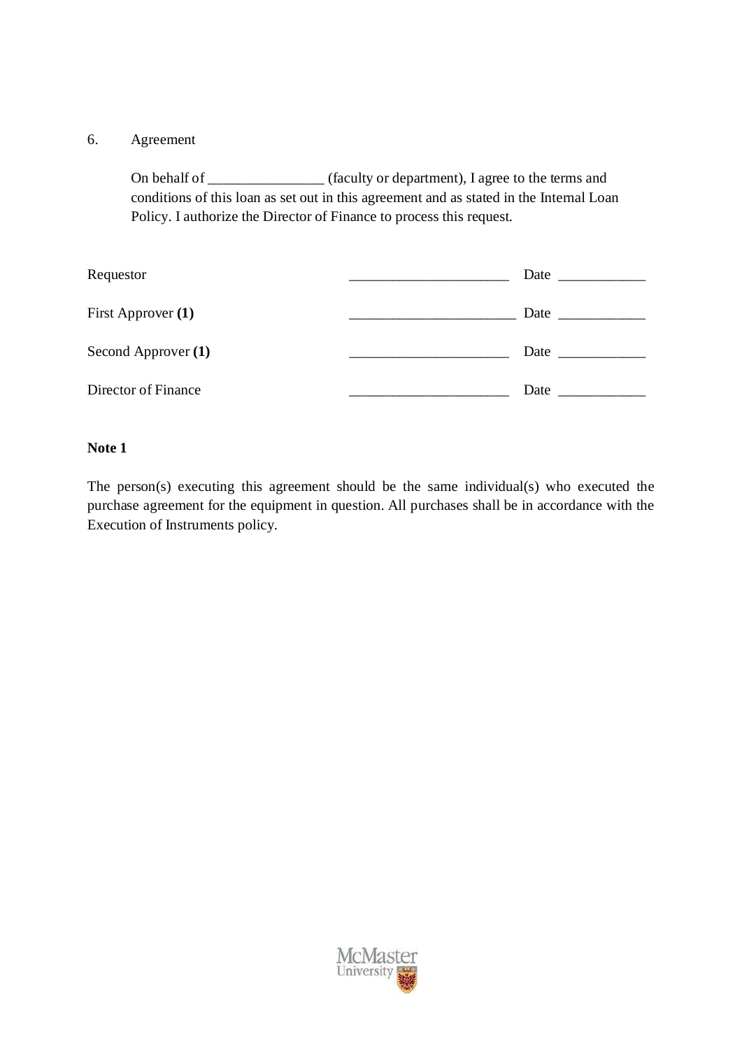6. Agreement

On behalf of ________________ (faculty or department), I agree to the terms and conditions of this loan as set out in this agreement and as stated in the Internal Loan Policy. I authorize the Director of Finance to process this request.

| | | |
|---|---|---|
| Requestor | ______________________ | Date ____________ |
| First Approver **(1)** | ______________________ | Date ____________ |
| Second Approver **(1)** | ______________________ | Date ____________ |
| Director of Finance | ______________________ | Date ____________ |

**Note 1**

The person(s) executing this agreement should be the same individual(s) who executed the purchase agreement for the equipment in question. All purchases shall be in accordance with the Execution of Instruments policy.